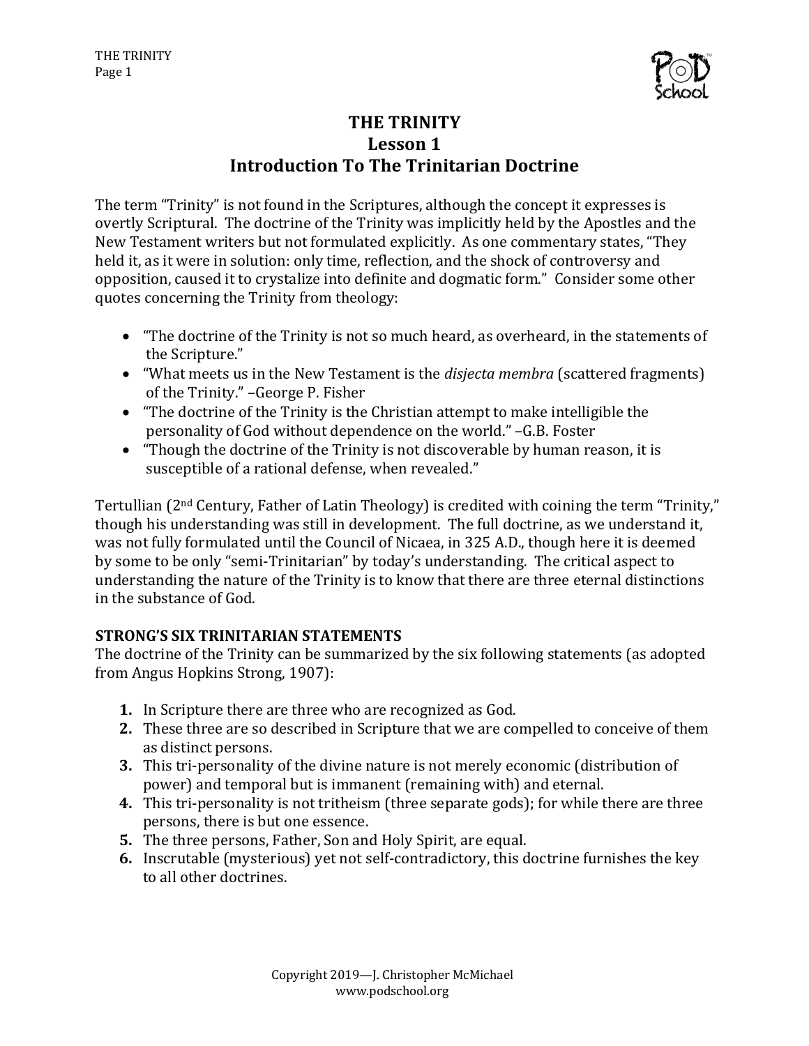# THE TRINITY
## Lesson 1
## Introduction To The Trinitarian Doctrine

The term "Trinity" is not found in the Scriptures, although the concept it expresses is overtly Scriptural. The doctrine of the Trinity was implicitly held by the Apostles and the New Testament writers but not formulated explicitly. As one commentary states, "They held it, as it were in solution: only time, reflection, and the shock of controversy and opposition, caused it to crystalize into definite and dogmatic form." Consider some other quotes concerning the Trinity from theology:

- "The doctrine of the Trinity is not so much heard, as overheard, in the statements of the Scripture."
- "What meets us in the New Testament is the *disjecta membra* (scattered fragments) of the Trinity." –George P. Fisher
- "The doctrine of the Trinity is the Christian attempt to make intelligible the personality of God without dependence on the world." –G.B. Foster
- "Though the doctrine of the Trinity is not discoverable by human reason, it is susceptible of a rational defense, when revealed."

Tertullian (2nd Century, Father of Latin Theology) is credited with coining the term "Trinity," though his understanding was still in development. The full doctrine, as we understand it, was not fully formulated until the Council of Nicaea, in 325 A.D., though here it is deemed by some to be only "semi-Trinitarian" by today's understanding. The critical aspect to understanding the nature of the Trinity is to know that there are three eternal distinctions in the substance of God.

### STRONG'S SIX TRINITARIAN STATEMENTS

The doctrine of the Trinity can be summarized by the six following statements (as adopted from Angus Hopkins Strong, 1907):

1. In Scripture there are three who are recognized as God.
2. These three are so described in Scripture that we are compelled to conceive of them as distinct persons.
3. This tri-personality of the divine nature is not merely economic (distribution of power) and temporal but is immanent (remaining with) and eternal.
4. This tri-personality is not tritheism (three separate gods); for while there are three persons, there is but one essence.
5. The three persons, Father, Son and Holy Spirit, are equal.
6. Inscrutable (mysterious) yet not self-contradictory, this doctrine furnishes the key to all other doctrines.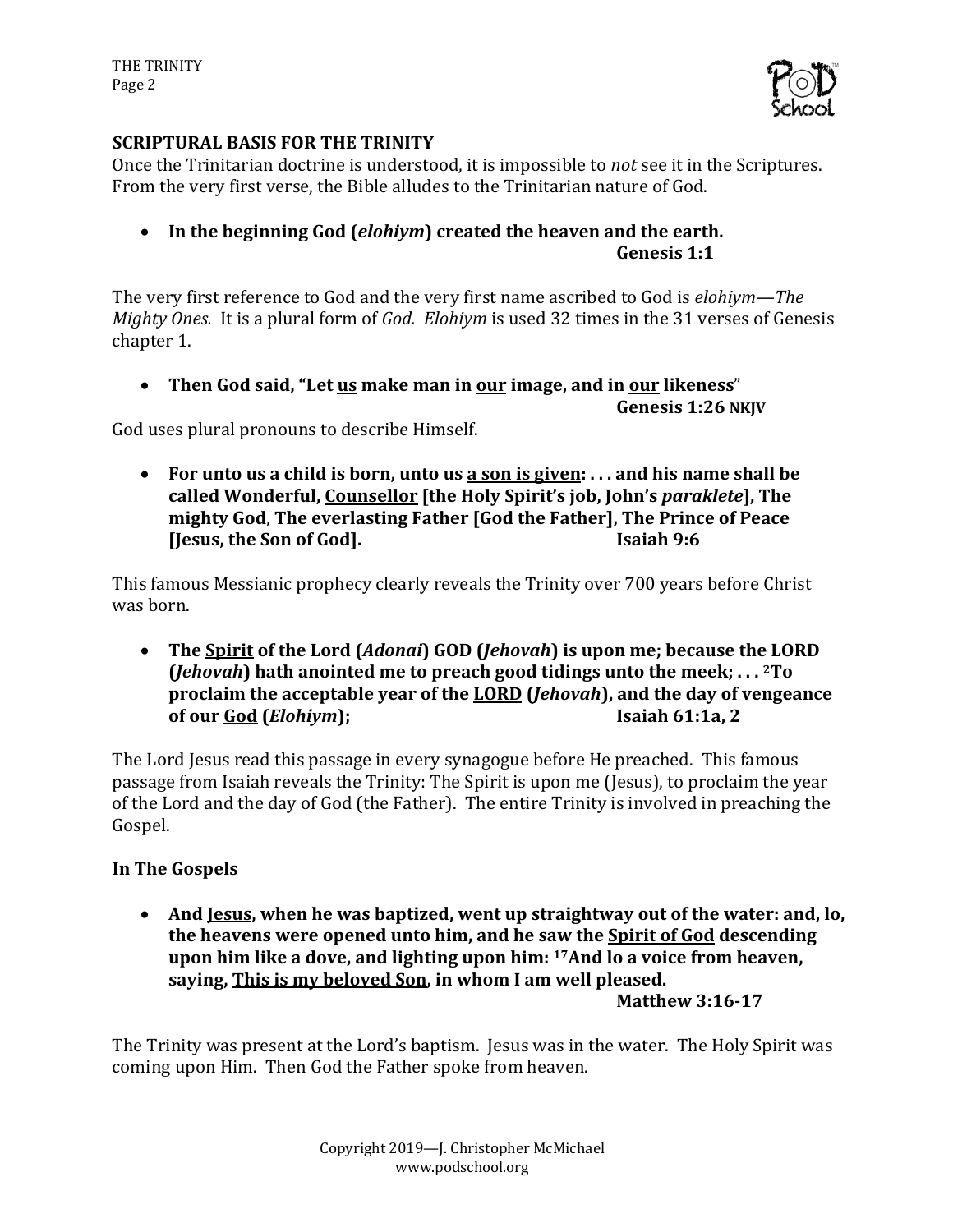## SCRIPTURAL BASIS FOR THE TRINITY

Once the Trinitarian doctrine is understood, it is impossible to *not* see it in the Scriptures. From the very first verse, the Bible alludes to the Trinitarian nature of God.

- **In the beginning God (*elohiym*) created the heaven and the earth.** **Genesis 1:1**

The very first reference to God and the very first name ascribed to God is *elohiym—The Mighty Ones.* It is a plural form of *God. Elohiym* is used 32 times in the 31 verses of Genesis chapter 1.

- **Then God said, "Let <u>us</u> make man in <u>our</u> image, and in <u>our</u> likeness"** **Genesis 1:26 NKJV**

God uses plural pronouns to describe Himself.

- **For unto us a child is born, unto us <u>a son is given</u>: . . . and his name shall be called Wonderful, <u>Counsellor</u> [the Holy Spirit's job, John's *paraklete*], The mighty God, <u>The everlasting Father</u> [God the Father], <u>The Prince of Peace</u> [Jesus, the Son of God].** **Isaiah 9:6**

This famous Messianic prophecy clearly reveals the Trinity over 700 years before Christ was born.

- **The <u>Spirit</u> of the Lord (*Adonai*) GOD (*Jehovah*) is upon me; because the LORD (*Jehovah*) hath anointed me to preach good tidings unto the meek; . . . [2]To proclaim the acceptable year of the <u>LORD</u> (*Jehovah*), and the day of vengeance of our <u>God</u> (*Elohiym*);** **Isaiah 61:1a, 2**

The Lord Jesus read this passage in every synagogue before He preached. This famous passage from Isaiah reveals the Trinity: The Spirit is upon me (Jesus), to proclaim the year of the Lord and the day of God (the Father). The entire Trinity is involved in preaching the Gospel.

### In The Gospels

- **And <u>Jesus</u>, when he was baptized, went up straightway out of the water: and, lo, the heavens were opened unto him, and he saw the <u>Spirit of God</u> descending upon him like a dove, and lighting upon him: [17]And lo a voice from heaven, saying, <u>This is my beloved Son</u>, in whom I am well pleased.** **Matthew 3:16-17**

The Trinity was present at the Lord's baptism. Jesus was in the water. The Holy Spirit was coming upon Him. Then God the Father spoke from heaven.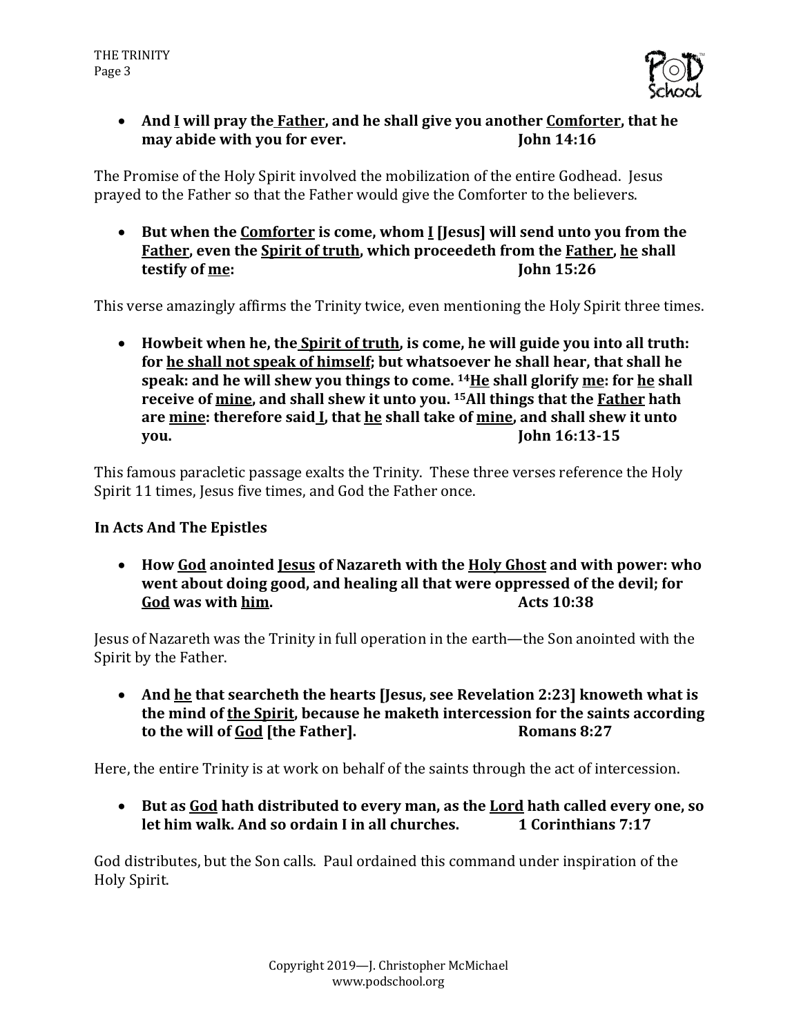- **And <u>I</u> will pray the <u>Father</u>, and he shall give you another <u>Comforter</u>, that he may abide with you for ever. John 14:16**

The Promise of the Holy Spirit involved the mobilization of the entire Godhead. Jesus prayed to the Father so that the Father would give the Comforter to the believers.

- **But when the <u>Comforter</u> is come, whom <u>I</u> [Jesus] will send unto you from the <u>Father</u>, even the <u>Spirit of truth</u>, which proceedeth from the <u>Father</u>, <u>he</u> shall testify of <u>me</u>: John 15:26**

This verse amazingly affirms the Trinity twice, even mentioning the Holy Spirit three times.

- **Howbeit when he, the <u>Spirit of truth</u>, is come, he will guide you into all truth: for <u>he shall not speak of himself</u>; but whatsoever he shall hear, that shall he speak: and he will shew you things to come. [14]<u>He</u> shall glorify <u>me</u>: for <u>he</u> shall receive of <u>mine</u>, and shall shew it unto you. [15]All things that the <u>Father</u> hath are <u>mine</u>: therefore said <u>I</u>, that <u>he</u> shall take of <u>mine</u>, and shall shew it unto you. John 16:13-15**

This famous paracletic passage exalts the Trinity. These three verses reference the Holy Spirit 11 times, Jesus five times, and God the Father once.

**In Acts And The Epistles**

- **How <u>God</u> anointed <u>Jesus</u> of Nazareth with the <u>Holy Ghost</u> and with power: who went about doing good, and healing all that were oppressed of the devil; for <u>God</u> was with <u>him</u>. Acts 10:38**

Jesus of Nazareth was the Trinity in full operation in the earth—the Son anointed with the Spirit by the Father.

- **And <u>he</u> that searcheth the hearts [Jesus, see Revelation 2:23] knoweth what is the mind of <u>the Spirit</u>, because he maketh intercession for the saints according to the will of <u>God</u> [the Father]. Romans 8:27**

Here, the entire Trinity is at work on behalf of the saints through the act of intercession.

- **But as <u>God</u> hath distributed to every man, as the <u>Lord</u> hath called every one, so let him walk. And so ordain I in all churches. 1 Corinthians 7:17**

God distributes, but the Son calls. Paul ordained this command under inspiration of the Holy Spirit.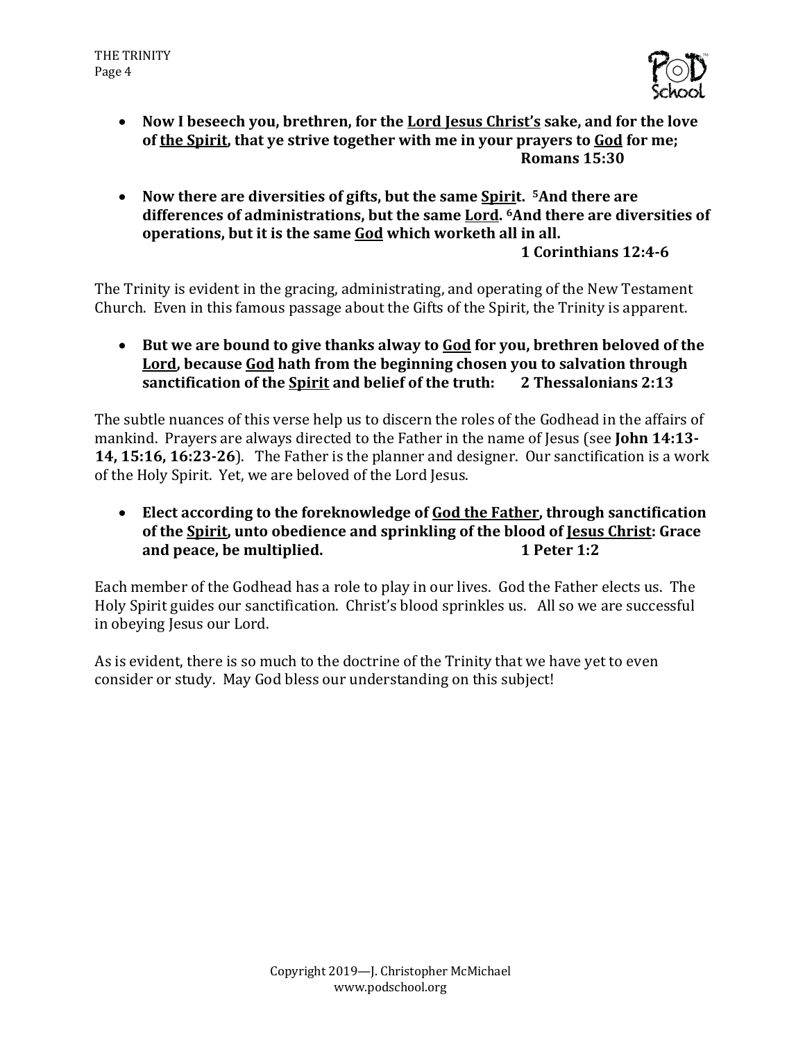- **Now I beseech you, brethren, for the <u>Lord Jesus Christ's</u> sake, and for the love of <u>the Spirit</u>, that ye strive together with me in your prayers to <u>God</u> for me;**
  **Romans 15:30**

- **Now there are diversities of gifts, but the same <u>Spirit</u>. [5]And there are differences of administrations, but the same <u>Lord</u>. [6]And there are diversities of operations, but it is the same <u>God</u> which worketh all in all.**
  **1 Corinthians 12:4-6**

The Trinity is evident in the gracing, administrating, and operating of the New Testament Church. Even in this famous passage about the Gifts of the Spirit, the Trinity is apparent.

- **But we are bound to give thanks alway to <u>God</u> for you, brethren beloved of the <u>Lord</u>, because <u>God</u> hath from the beginning chosen you to salvation through sanctification of the <u>Spirit</u> and belief of the truth: 2 Thessalonians 2:13**

The subtle nuances of this verse help us to discern the roles of the Godhead in the affairs of mankind. Prayers are always directed to the Father in the name of Jesus (see **John 14:13-14, 15:16, 16:23-26**). The Father is the planner and designer. Our sanctification is a work of the Holy Spirit. Yet, we are beloved of the Lord Jesus.

- **Elect according to the foreknowledge of <u>God the Father</u>, through sanctification of the <u>Spirit</u>, unto obedience and sprinkling of the blood of <u>Jesus Christ</u>: Grace and peace, be multiplied. 1 Peter 1:2**

Each member of the Godhead has a role to play in our lives. God the Father elects us. The Holy Spirit guides our sanctification. Christ's blood sprinkles us. All so we are successful in obeying Jesus our Lord.

As is evident, there is so much to the doctrine of the Trinity that we have yet to even consider or study. May God bless our understanding on this subject!

Copyright 2019—J. Christopher McMichael
www.podschool.org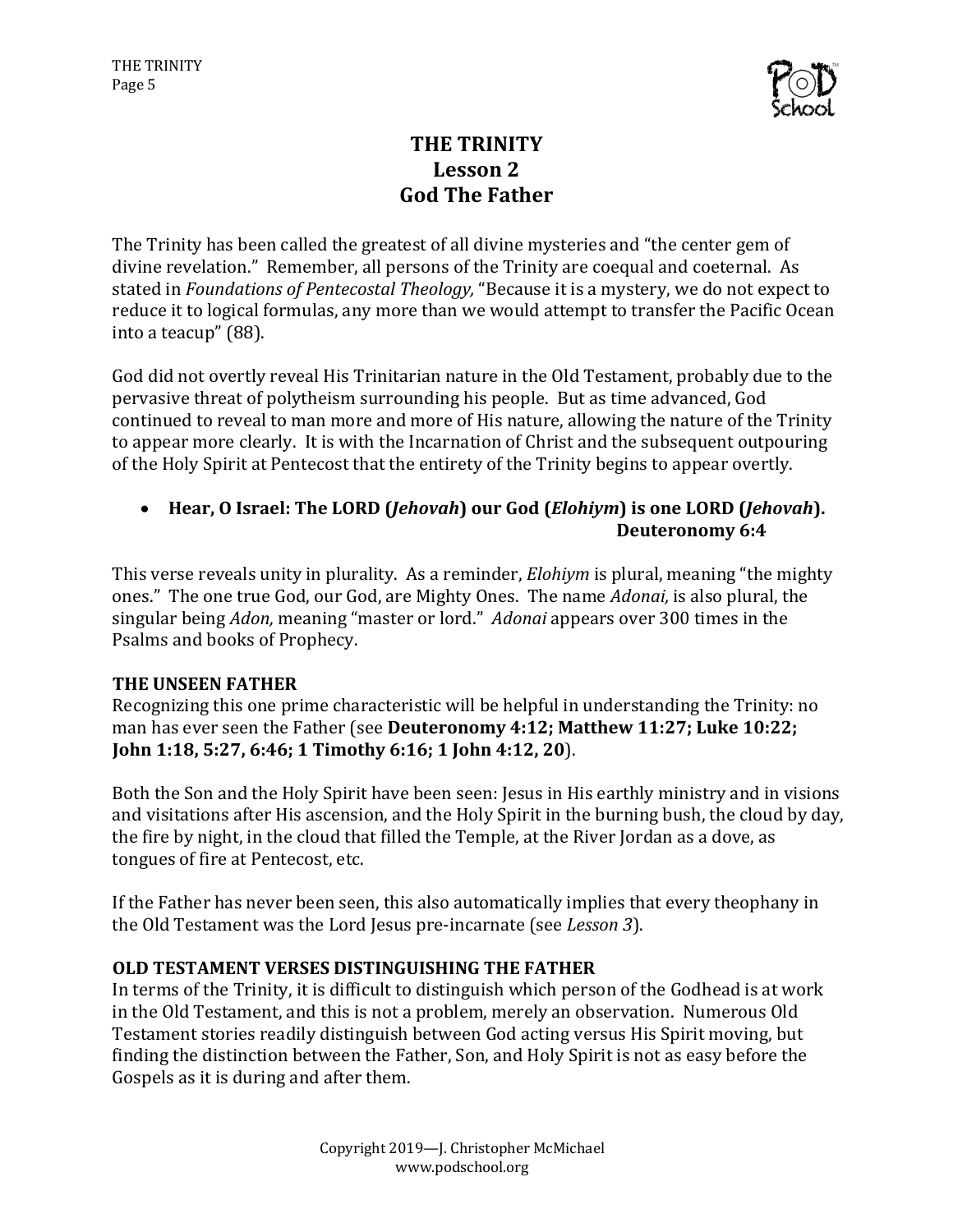# THE TRINITY
## Lesson 2
## God The Father

The Trinity has been called the greatest of all divine mysteries and "the center gem of divine revelation." Remember, all persons of the Trinity are coequal and coeternal. As stated in *Foundations of Pentecostal Theology,* "Because it is a mystery, we do not expect to reduce it to logical formulas, any more than we would attempt to transfer the Pacific Ocean into a teacup" (88).

God did not overtly reveal His Trinitarian nature in the Old Testament, probably due to the pervasive threat of polytheism surrounding his people. But as time advanced, God continued to reveal to man more and more of His nature, allowing the nature of the Trinity to appear more clearly. It is with the Incarnation of Christ and the subsequent outpouring of the Holy Spirit at Pentecost that the entirety of the Trinity begins to appear overtly.

- **Hear, O Israel: The LORD (*Jehovah*) our God (*Elohiym*) is one LORD (*Jehovah*).**
  **Deuteronomy 6:4**

This verse reveals unity in plurality. As a reminder, *Elohiym* is plural, meaning "the mighty ones." The one true God, our God, are Mighty Ones. The name *Adonai,* is also plural, the singular being *Adon,* meaning "master or lord." *Adonai* appears over 300 times in the Psalms and books of Prophecy.

**THE UNSEEN FATHER**

Recognizing this one prime characteristic will be helpful in understanding the Trinity: no man has ever seen the Father (see **Deuteronomy 4:12; Matthew 11:27; Luke 10:22; John 1:18, 5:27, 6:46; 1 Timothy 6:16; 1 John 4:12, 20**).

Both the Son and the Holy Spirit have been seen: Jesus in His earthly ministry and in visions and visitations after His ascension, and the Holy Spirit in the burning bush, the cloud by day, the fire by night, in the cloud that filled the Temple, at the River Jordan as a dove, as tongues of fire at Pentecost, etc.

If the Father has never been seen, this also automatically implies that every theophany in the Old Testament was the Lord Jesus pre-incarnate (see *Lesson 3*).

**OLD TESTAMENT VERSES DISTINGUISHING THE FATHER**

In terms of the Trinity, it is difficult to distinguish which person of the Godhead is at work in the Old Testament, and this is not a problem, merely an observation. Numerous Old Testament stories readily distinguish between God acting versus His Spirit moving, but finding the distinction between the Father, Son, and Holy Spirit is not as easy before the Gospels as it is during and after them.

Copyright 2019—J. Christopher McMichael
www.podschool.org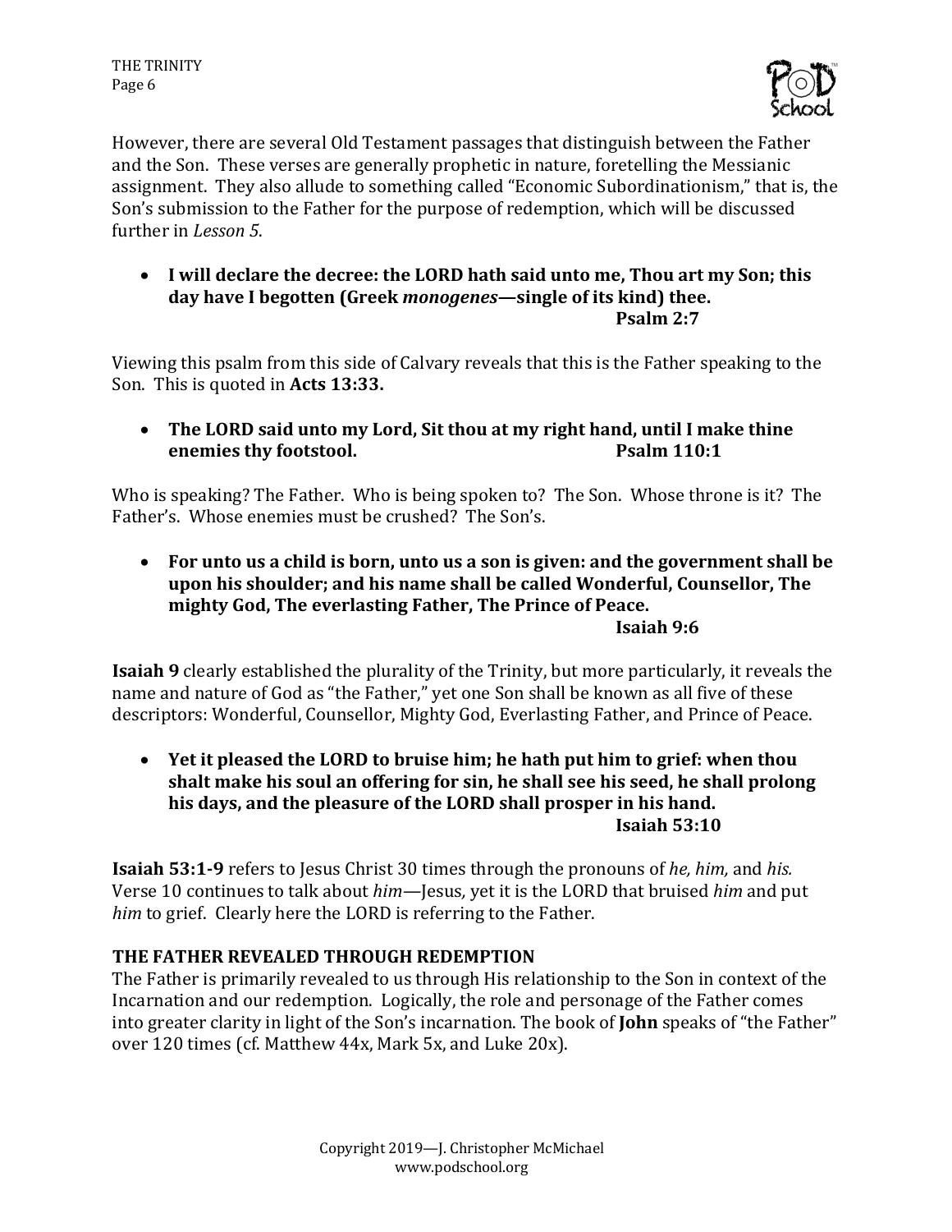However, there are several Old Testament passages that distinguish between the Father and the Son. These verses are generally prophetic in nature, foretelling the Messianic assignment. They also allude to something called "Economic Subordinationism," that is, the Son's submission to the Father for the purpose of redemption, which will be discussed further in *Lesson 5*.

- **I will declare the decree: the LORD hath said unto me, Thou art my Son; this day have I begotten (Greek *monogenes*—single of its kind) thee.**
  **Psalm 2:7**

Viewing this psalm from this side of Calvary reveals that this is the Father speaking to the Son. This is quoted in **Acts 13:33.**

- **The LORD said unto my Lord, Sit thou at my right hand, until I make thine enemies thy footstool. Psalm 110:1**

Who is speaking? The Father. Who is being spoken to? The Son. Whose throne is it? The Father's. Whose enemies must be crushed? The Son's.

- **For unto us a child is born, unto us a son is given: and the government shall be upon his shoulder; and his name shall be called Wonderful, Counsellor, The mighty God, The everlasting Father, The Prince of Peace.**
  **Isaiah 9:6**

**Isaiah 9** clearly established the plurality of the Trinity, but more particularly, it reveals the name and nature of God as "the Father," yet one Son shall be known as all five of these descriptors: Wonderful, Counsellor, Mighty God, Everlasting Father, and Prince of Peace.

- **Yet it pleased the LORD to bruise him; he hath put him to grief: when thou shalt make his soul an offering for sin, he shall see his seed, he shall prolong his days, and the pleasure of the LORD shall prosper in his hand.**
  **Isaiah 53:10**

**Isaiah 53:1-9** refers to Jesus Christ 30 times through the pronouns of *he, him,* and *his.* Verse 10 continues to talk about *him*—Jesus, yet it is the LORD that bruised *him* and put *him* to grief. Clearly here the LORD is referring to the Father.

### THE FATHER REVEALED THROUGH REDEMPTION

The Father is primarily revealed to us through His relationship to the Son in context of the Incarnation and our redemption. Logically, the role and personage of the Father comes into greater clarity in light of the Son's incarnation. The book of **John** speaks of "the Father" over 120 times (cf. Matthew 44x, Mark 5x, and Luke 20x).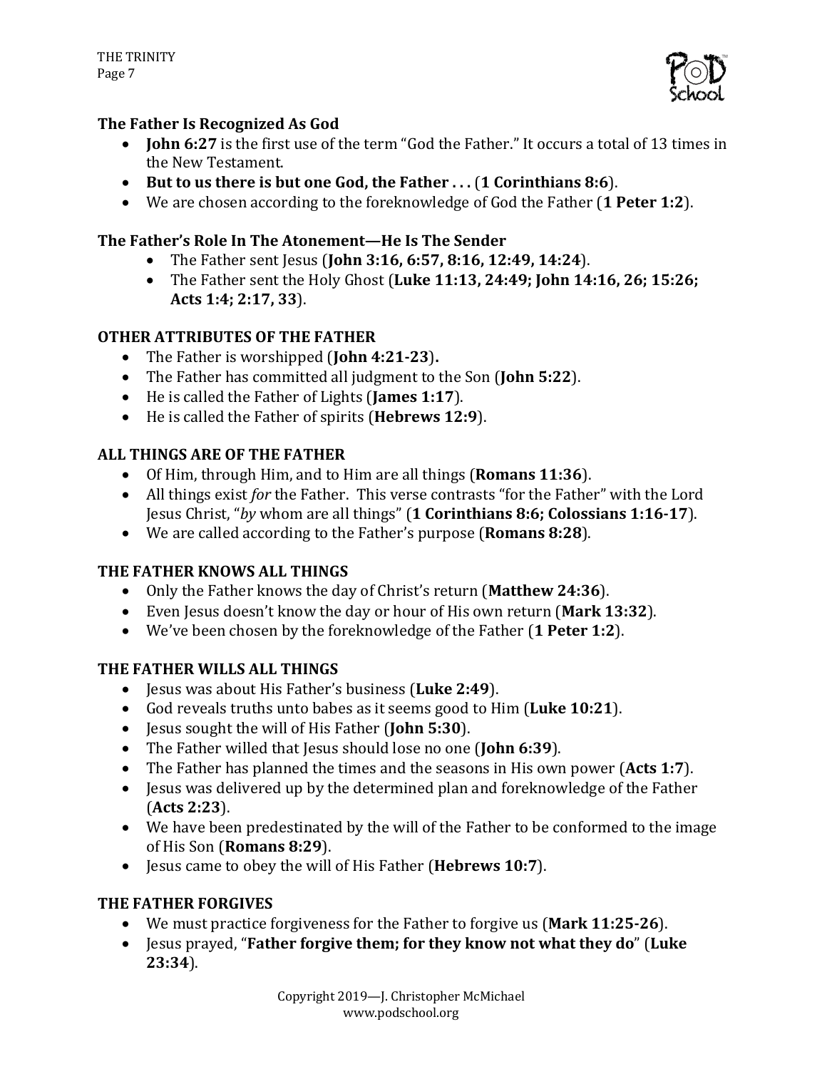### The Father Is Recognized As God

- **John 6:27** is the first use of the term "God the Father." It occurs a total of 13 times in the New Testament.
- **But to us there is but one God, the Father . . .** (**1 Corinthians 8:6**).
- We are chosen according to the foreknowledge of God the Father (**1 Peter 1:2**).

### The Father's Role In The Atonement—He Is The Sender

- The Father sent Jesus (**John 3:16, 6:57, 8:16, 12:49, 14:24**).
- The Father sent the Holy Ghost (**Luke 11:13, 24:49; John 14:16, 26; 15:26; Acts 1:4; 2:17, 33**).

### OTHER ATTRIBUTES OF THE FATHER

- The Father is worshipped (**John 4:21-23**)**.**
- The Father has committed all judgment to the Son (**John 5:22**).
- He is called the Father of Lights (**James 1:17**).
- He is called the Father of spirits (**Hebrews 12:9**).

### ALL THINGS ARE OF THE FATHER

- Of Him, through Him, and to Him are all things (**Romans 11:36**).
- All things exist *for* the Father. This verse contrasts "for the Father" with the Lord Jesus Christ, "*by* whom are all things" (**1 Corinthians 8:6; Colossians 1:16-17**).
- We are called according to the Father's purpose (**Romans 8:28**).

### THE FATHER KNOWS ALL THINGS

- Only the Father knows the day of Christ's return (**Matthew 24:36**).
- Even Jesus doesn't know the day or hour of His own return (**Mark 13:32**).
- We've been chosen by the foreknowledge of the Father (**1 Peter 1:2**).

### THE FATHER WILLS ALL THINGS

- Jesus was about His Father's business (**Luke 2:49**).
- God reveals truths unto babes as it seems good to Him (**Luke 10:21**).
- Jesus sought the will of His Father (**John 5:30**).
- The Father willed that Jesus should lose no one (**John 6:39**).
- The Father has planned the times and the seasons in His own power (**Acts 1:7**).
- Jesus was delivered up by the determined plan and foreknowledge of the Father (**Acts 2:23**).
- We have been predestinated by the will of the Father to be conformed to the image of His Son (**Romans 8:29**).
- Jesus came to obey the will of His Father (**Hebrews 10:7**).

### THE FATHER FORGIVES

- We must practice forgiveness for the Father to forgive us (**Mark 11:25-26**).
- Jesus prayed, "**Father forgive them; for they know not what they do**" (**Luke 23:34**).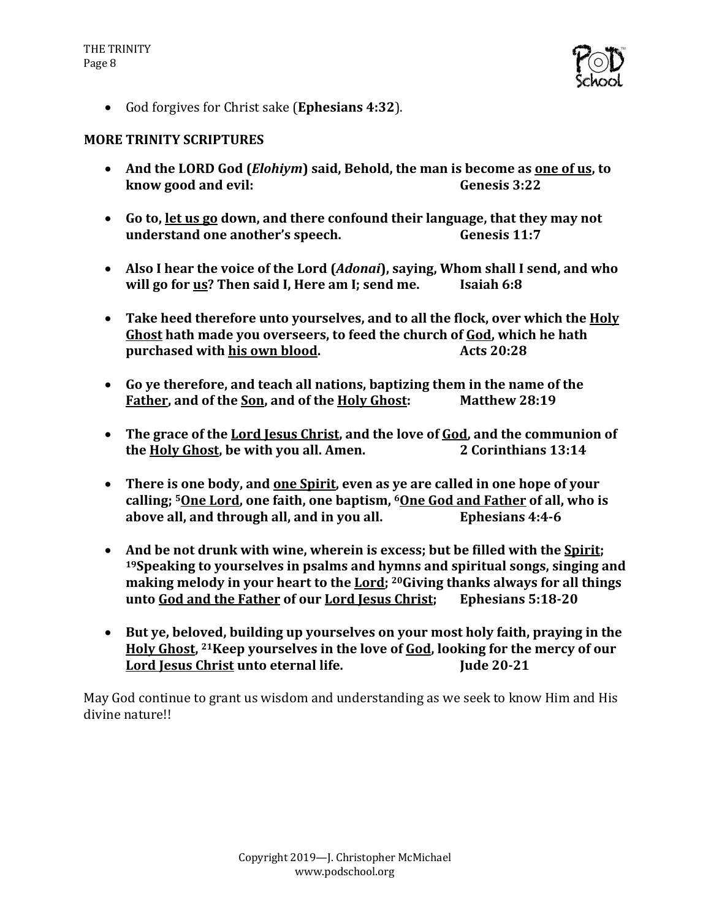- God forgives for Christ sake (**Ephesians 4:32**).

**MORE TRINITY SCRIPTURES**

- **And the LORD God (*Elohiym*) said, Behold, the man is become as <u>one of us</u>, to know good and evil: Genesis 3:22**

- **Go to, <u>let us go</u> down, and there confound their language, that they may not understand one another's speech. Genesis 11:7**

- **Also I hear the voice of the Lord (*Adonai*), saying, Whom shall I send, and who will go for <u>us</u>? Then said I, Here am I; send me. Isaiah 6:8**

- **Take heed therefore unto yourselves, and to all the flock, over which the <u>Holy Ghost</u> hath made you overseers, to feed the church of <u>God</u>, which he hath purchased with <u>his own blood</u>. Acts 20:28**

- **Go ye therefore, and teach all nations, baptizing them in the name of the <u>Father</u>, and of the <u>Son</u>, and of the <u>Holy Ghost</u>: Matthew 28:19**

- **The grace of the <u>Lord Jesus Christ</u>, and the love of <u>God</u>, and the communion of the <u>Holy Ghost</u>, be with you all. Amen. 2 Corinthians 13:14**

- **There is one body, and <u>one Spirit</u>, even as ye are called in one hope of your calling; [5]<u>One Lord</u>, one faith, one baptism, [6]<u>One God and Father</u> of all, who is above all, and through all, and in you all. Ephesians 4:4-6**

- **And be not drunk with wine, wherein is excess; but be filled with the <u>Spirit</u>; [19]Speaking to yourselves in psalms and hymns and spiritual songs, singing and making melody in your heart to the <u>Lord</u>; [20]Giving thanks always for all things unto <u>God and the Father</u> of our <u>Lord Jesus Christ</u>; Ephesians 5:18-20**

- **But ye, beloved, building up yourselves on your most holy faith, praying in the <u>Holy Ghost</u>, [21]Keep yourselves in the love of <u>God</u>, looking for the mercy of our <u>Lord Jesus Christ</u> unto eternal life. Jude 20-21**

May God continue to grant us wisdom and understanding as we seek to know Him and His divine nature!!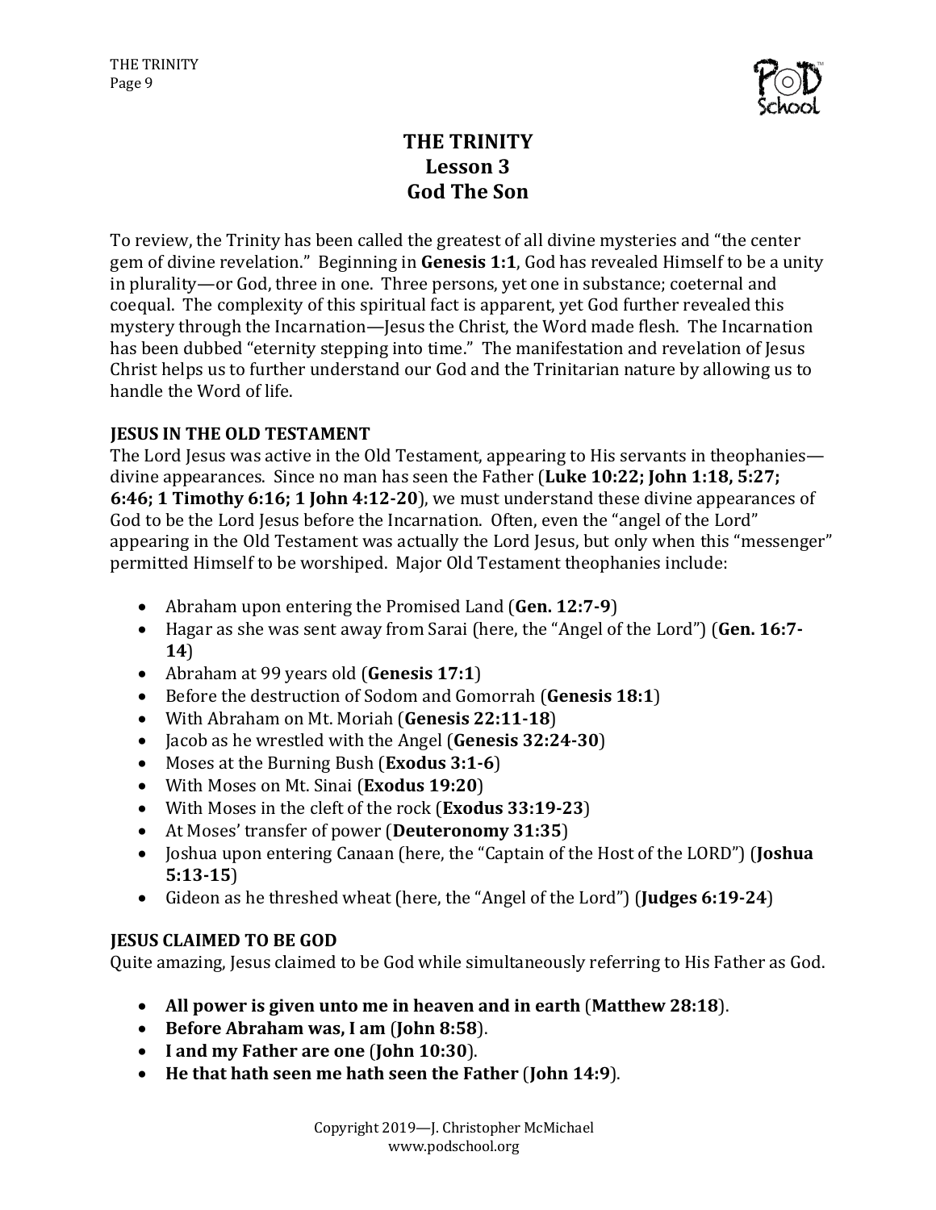# THE TRINITY
## Lesson 3
## God The Son

To review, the Trinity has been called the greatest of all divine mysteries and "the center gem of divine revelation." Beginning in **Genesis 1:1**, God has revealed Himself to be a unity in plurality—or God, three in one. Three persons, yet one in substance; coeternal and coequal. The complexity of this spiritual fact is apparent, yet God further revealed this mystery through the Incarnation—Jesus the Christ, the Word made flesh. The Incarnation has been dubbed "eternity stepping into time." The manifestation and revelation of Jesus Christ helps us to further understand our God and the Trinitarian nature by allowing us to handle the Word of life.

### JESUS IN THE OLD TESTAMENT

The Lord Jesus was active in the Old Testament, appearing to His servants in theophanies—divine appearances. Since no man has seen the Father (**Luke 10:22; John 1:18, 5:27; 6:46; 1 Timothy 6:16; 1 John 4:12-20**), we must understand these divine appearances of God to be the Lord Jesus before the Incarnation. Often, even the "angel of the Lord" appearing in the Old Testament was actually the Lord Jesus, but only when this "messenger" permitted Himself to be worshiped. Major Old Testament theophanies include:

- Abraham upon entering the Promised Land (**Gen. 12:7-9**)
- Hagar as she was sent away from Sarai (here, the "Angel of the Lord") (**Gen. 16:7-14**)
- Abraham at 99 years old (**Genesis 17:1**)
- Before the destruction of Sodom and Gomorrah (**Genesis 18:1**)
- With Abraham on Mt. Moriah (**Genesis 22:11-18**)
- Jacob as he wrestled with the Angel (**Genesis 32:24-30**)
- Moses at the Burning Bush (**Exodus 3:1-6**)
- With Moses on Mt. Sinai (**Exodus 19:20**)
- With Moses in the cleft of the rock (**Exodus 33:19-23**)
- At Moses' transfer of power (**Deuteronomy 31:35**)
- Joshua upon entering Canaan (here, the "Captain of the Host of the LORD") (**Joshua 5:13-15**)
- Gideon as he threshed wheat (here, the "Angel of the Lord") (**Judges 6:19-24**)

### JESUS CLAIMED TO BE GOD

Quite amazing, Jesus claimed to be God while simultaneously referring to His Father as God.

- **All power is given unto me in heaven and in earth** (**Matthew 28:18**).
- **Before Abraham was, I am** (**John 8:58**).
- **I and my Father are one** (**John 10:30**).
- **He that hath seen me hath seen the Father** (**John 14:9**).

Copyright 2019—J. Christopher McMichael
www.podschool.org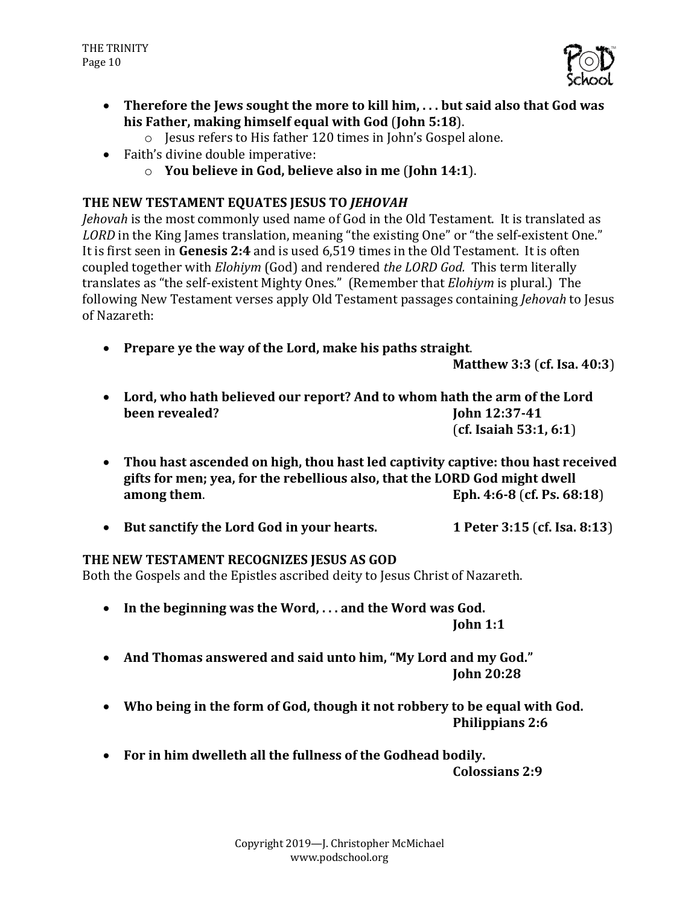- **Therefore the Jews sought the more to kill him, . . . but said also that God was his Father, making himself equal with God** (**John 5:18**).
  - Jesus refers to His father 120 times in John's Gospel alone.
- Faith's divine double imperative:
  - **You believe in God, believe also in me** (**John 14:1**).

**THE NEW TESTAMENT EQUATES JESUS TO *JEHOVAH***

*Jehovah* is the most commonly used name of God in the Old Testament. It is translated as *LORD* in the King James translation, meaning "the existing One" or "the self-existent One." It is first seen in **Genesis 2:4** and is used 6,519 times in the Old Testament. It is often coupled together with *Elohiym* (God) and rendered *the LORD God.* This term literally translates as "the self-existent Mighty Ones." (Remember that *Elohiym* is plural.) The following New Testament verses apply Old Testament passages containing *Jehovah* to Jesus of Nazareth:

- **Prepare ye the way of the Lord, make his paths straight**.
  **Matthew 3:3** (**cf. Isa. 40:3**)

- **Lord, who hath believed our report? And to whom hath the arm of the Lord been revealed?** **John 12:37-41** (**cf. Isaiah 53:1, 6:1**)

- **Thou hast ascended on high, thou hast led captivity captive: thou hast received gifts for men; yea, for the rebellious also, that the LORD God might dwell among them**. **Eph. 4:6-8** (**cf. Ps. 68:18**)

- **But sanctify the Lord God in your hearts.** **1 Peter 3:15** (**cf. Isa. 8:13**)

**THE NEW TESTAMENT RECOGNIZES JESUS AS GOD**

Both the Gospels and the Epistles ascribed deity to Jesus Christ of Nazareth.

- **In the beginning was the Word, . . . and the Word was God.**
  **John 1:1**

- **And Thomas answered and said unto him, "My Lord and my God."**
  **John 20:28**

- **Who being in the form of God, though it not robbery to be equal with God.**
  **Philippians 2:6**

- **For in him dwelleth all the fullness of the Godhead bodily.**
  **Colossians 2:9**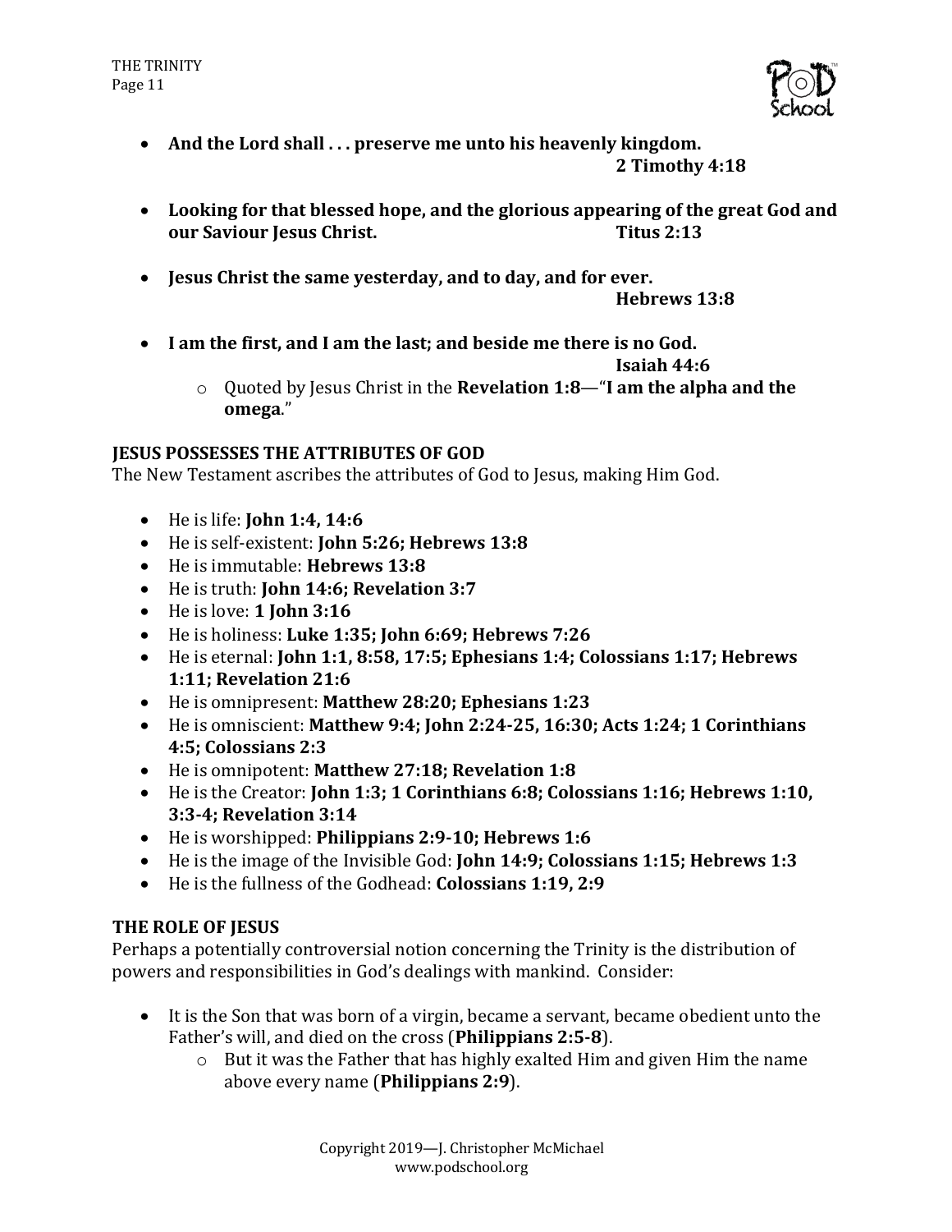- **And the Lord shall . . . preserve me unto his heavenly kingdom.**
  **2 Timothy 4:18**

- **Looking for that blessed hope, and the glorious appearing of the great God and our Saviour Jesus Christ.** **Titus 2:13**

- **Jesus Christ the same yesterday, and to day, and for ever.**
  **Hebrews 13:8**

- **I am the first, and I am the last; and beside me there is no God.**
  **Isaiah 44:6**
    - Quoted by Jesus Christ in the **Revelation 1:8**—"**I am the alpha and the omega**."

**JESUS POSSESSES THE ATTRIBUTES OF GOD**

The New Testament ascribes the attributes of God to Jesus, making Him God.

- He is life: **John 1:4, 14:6**
- He is self-existent: **John 5:26; Hebrews 13:8**
- He is immutable: **Hebrews 13:8**
- He is truth: **John 14:6; Revelation 3:7**
- He is love: **1 John 3:16**
- He is holiness: **Luke 1:35; John 6:69; Hebrews 7:26**
- He is eternal: **John 1:1, 8:58, 17:5; Ephesians 1:4; Colossians 1:17; Hebrews 1:11; Revelation 21:6**
- He is omnipresent: **Matthew 28:20; Ephesians 1:23**
- He is omniscient: **Matthew 9:4; John 2:24-25, 16:30; Acts 1:24; 1 Corinthians 4:5; Colossians 2:3**
- He is omnipotent: **Matthew 27:18; Revelation 1:8**
- He is the Creator: **John 1:3; 1 Corinthians 6:8; Colossians 1:16; Hebrews 1:10, 3:3-4; Revelation 3:14**
- He is worshipped: **Philippians 2:9-10; Hebrews 1:6**
- He is the image of the Invisible God: **John 14:9; Colossians 1:15; Hebrews 1:3**
- He is the fullness of the Godhead: **Colossians 1:19, 2:9**

**THE ROLE OF JESUS**

Perhaps a potentially controversial notion concerning the Trinity is the distribution of powers and responsibilities in God's dealings with mankind. Consider:

- It is the Son that was born of a virgin, became a servant, became obedient unto the Father's will, and died on the cross (**Philippians 2:5-8**).
    - But it was the Father that has highly exalted Him and given Him the name above every name (**Philippians 2:9**).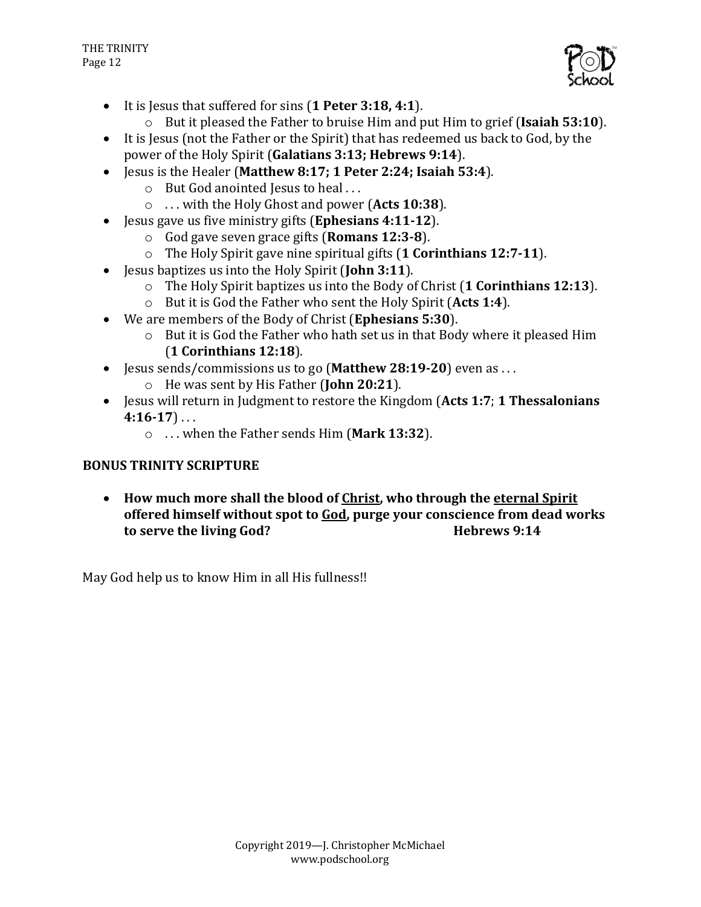- It is Jesus that suffered for sins (**1 Peter 3:18, 4:1**).
  - But it pleased the Father to bruise Him and put Him to grief (**Isaiah 53:10**).
- It is Jesus (not the Father or the Spirit) that has redeemed us back to God, by the power of the Holy Spirit (**Galatians 3:13; Hebrews 9:14**).
- Jesus is the Healer (**Matthew 8:17; 1 Peter 2:24; Isaiah 53:4**).
  - But God anointed Jesus to heal . . .
  - . . . with the Holy Ghost and power (**Acts 10:38**).
- Jesus gave us five ministry gifts (**Ephesians 4:11-12**).
  - God gave seven grace gifts (**Romans 12:3-8**).
  - The Holy Spirit gave nine spiritual gifts (**1 Corinthians 12:7-11**).
- Jesus baptizes us into the Holy Spirit (**John 3:11**).
  - The Holy Spirit baptizes us into the Body of Christ (**1 Corinthians 12:13**).
  - But it is God the Father who sent the Holy Spirit (**Acts 1:4**).
- We are members of the Body of Christ (**Ephesians 5:30**).
  - But it is God the Father who hath set us in that Body where it pleased Him (**1 Corinthians 12:18**).
- Jesus sends/commissions us to go (**Matthew 28:19-20**) even as . . .
  - He was sent by His Father (**John 20:21**).
- Jesus will return in Judgment to restore the Kingdom (**Acts 1:7**; **1 Thessalonians 4:16-17**) . . .
  - . . . when the Father sends Him (**Mark 13:32**).

**BONUS TRINITY SCRIPTURE**

- **How much more shall the blood of <u>Christ</u>, who through the <u>eternal Spirit</u> offered himself without spot to <u>God</u>, purge your conscience from dead works to serve the living God?** **Hebrews 9:14**

May God help us to know Him in all His fullness!!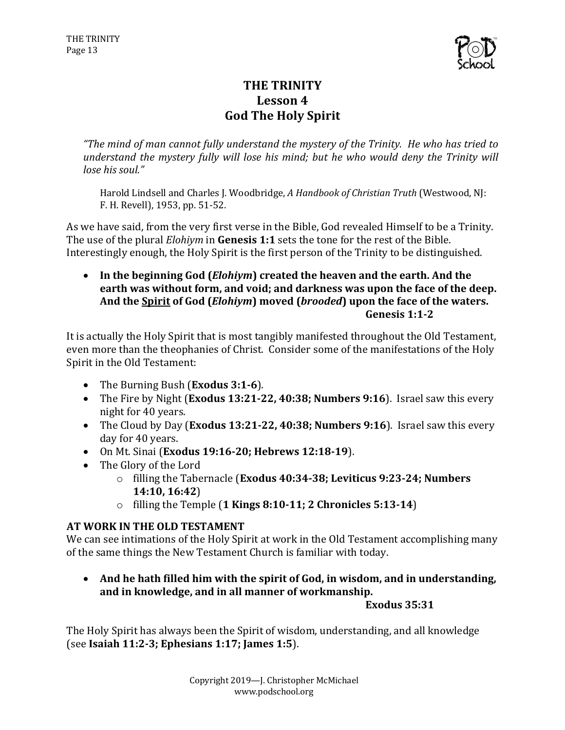# THE TRINITY
## Lesson 4
## God The Holy Spirit

*"The mind of man cannot fully understand the mystery of the Trinity. He who has tried to understand the mystery fully will lose his mind; but he who would deny the Trinity will lose his soul."*

> Harold Lindsell and Charles J. Woodbridge, *A Handbook of Christian Truth* (Westwood, NJ: F. H. Revell), 1953, pp. 51-52.

As we have said, from the very first verse in the Bible, God revealed Himself to be a Trinity. The use of the plural *Elohiym* in **Genesis 1:1** sets the tone for the rest of the Bible. Interestingly enough, the Holy Spirit is the first person of the Trinity to be distinguished.

- **In the beginning God (*Elohiym*) created the heaven and the earth. And the earth was without form, and void; and darkness was upon the face of the deep. And the <u>Spirit</u> of God (*Elohiym*) moved (*brooded*) upon the face of the waters.**
  **Genesis 1:1-2**

It is actually the Holy Spirit that is most tangibly manifested throughout the Old Testament, even more than the theophanies of Christ. Consider some of the manifestations of the Holy Spirit in the Old Testament:

- The Burning Bush (**Exodus 3:1-6**).
- The Fire by Night (**Exodus 13:21-22, 40:38; Numbers 9:16**). Israel saw this every night for 40 years.
- The Cloud by Day (**Exodus 13:21-22, 40:38; Numbers 9:16**). Israel saw this every day for 40 years.
- On Mt. Sinai (**Exodus 19:16-20; Hebrews 12:18-19**).
- The Glory of the Lord
  - filling the Tabernacle (**Exodus 40:34-38; Leviticus 9:23-24; Numbers 14:10, 16:42**)
  - filling the Temple (**1 Kings 8:10-11; 2 Chronicles 5:13-14**)

**AT WORK IN THE OLD TESTAMENT**

We can see intimations of the Holy Spirit at work in the Old Testament accomplishing many of the same things the New Testament Church is familiar with today.

- **And he hath filled him with the spirit of God, in wisdom, and in understanding, and in knowledge, and in all manner of workmanship.**
  **Exodus 35:31**

The Holy Spirit has always been the Spirit of wisdom, understanding, and all knowledge (see **Isaiah 11:2-3; Ephesians 1:17; James 1:5**).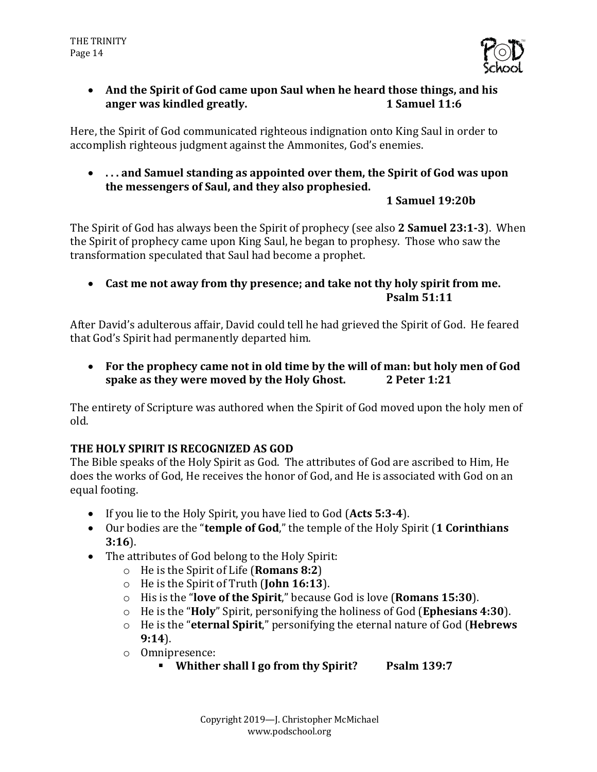- **And the Spirit of God came upon Saul when he heard those things, and his anger was kindled greatly. 1 Samuel 11:6**

Here, the Spirit of God communicated righteous indignation onto King Saul in order to accomplish righteous judgment against the Ammonites, God's enemies.

- **. . . and Samuel standing as appointed over them, the Spirit of God was upon the messengers of Saul, and they also prophesied. 1 Samuel 19:20b**

The Spirit of God has always been the Spirit of prophecy (see also **2 Samuel 23:1-3**). When the Spirit of prophecy came upon King Saul, he began to prophesy. Those who saw the transformation speculated that Saul had become a prophet.

- **Cast me not away from thy presence; and take not thy holy spirit from me. Psalm 51:11**

After David's adulterous affair, David could tell he had grieved the Spirit of God. He feared that God's Spirit had permanently departed him.

- **For the prophecy came not in old time by the will of man: but holy men of God spake as they were moved by the Holy Ghost. 2 Peter 1:21**

The entirety of Scripture was authored when the Spirit of God moved upon the holy men of old.

**THE HOLY SPIRIT IS RECOGNIZED AS GOD**

The Bible speaks of the Holy Spirit as God. The attributes of God are ascribed to Him, He does the works of God, He receives the honor of God, and He is associated with God on an equal footing.

- If you lie to the Holy Spirit, you have lied to God (**Acts 5:3-4**).
- Our bodies are the "**temple of God**," the temple of the Holy Spirit (**1 Corinthians 3:16**).
- The attributes of God belong to the Holy Spirit:
  - He is the Spirit of Life (**Romans 8:2**)
  - He is the Spirit of Truth (**John 16:13**).
  - His is the "**love of the Spirit**," because God is love (**Romans 15:30**).
  - He is the "**Holy**" Spirit, personifying the holiness of God (**Ephesians 4:30**).
  - He is the "**eternal Spirit**," personifying the eternal nature of God (**Hebrews 9:14**).
  - Omnipresence:
    - **Whither shall I go from thy Spirit? Psalm 139:7**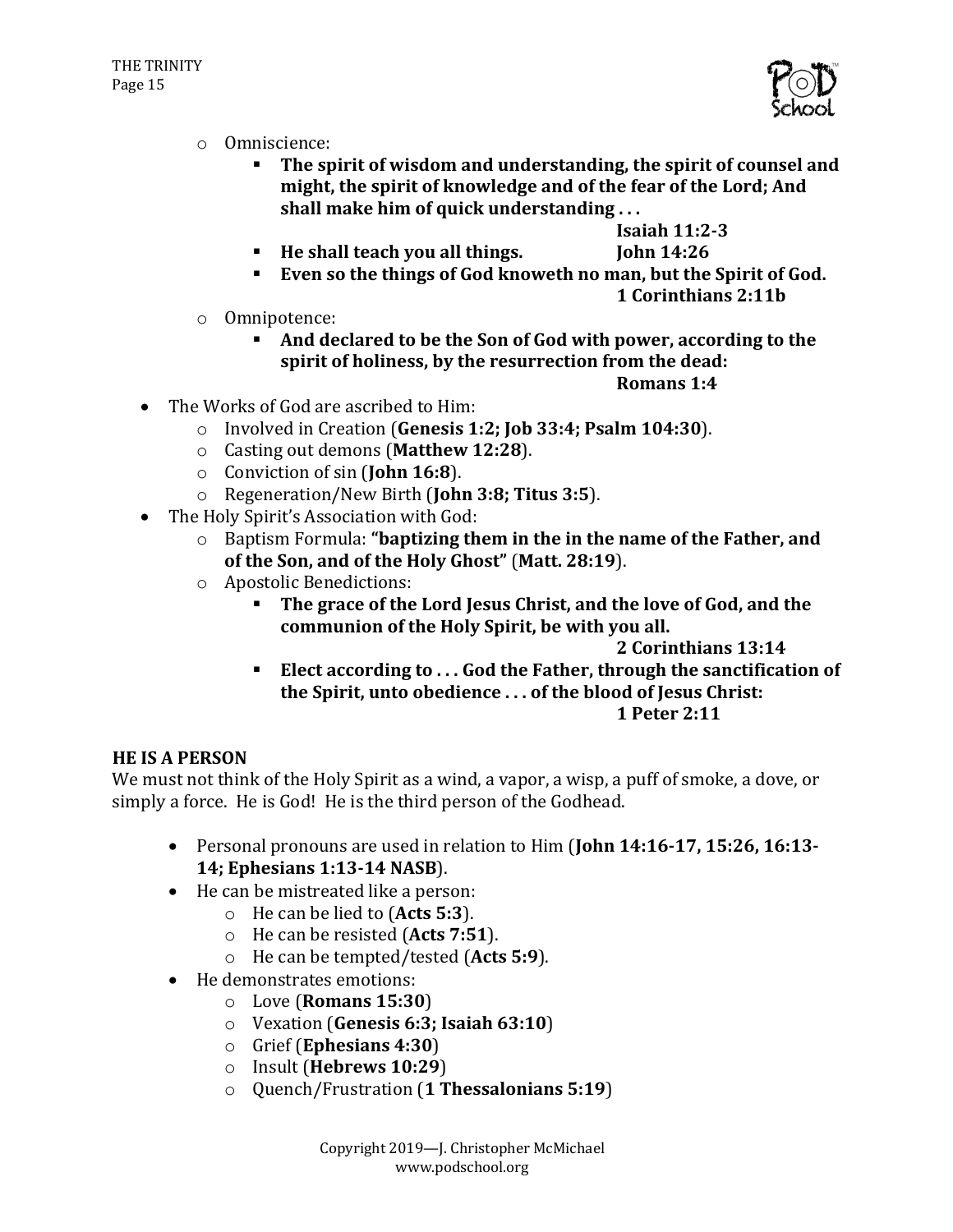- Omniscience:
  - **The spirit of wisdom and understanding, the spirit of counsel and might, the spirit of knowledge and of the fear of the Lord; And shall make him of quick understanding . . .**
    **Isaiah 11:2-3**
  - **He shall teach you all things. John 14:26**
  - **Even so the things of God knoweth no man, but the Spirit of God.**
    **1 Corinthians 2:11b**
- Omnipotence:
  - **And declared to be the Son of God with power, according to the spirit of holiness, by the resurrection from the dead:**
    **Romans 1:4**

- The Works of God are ascribed to Him:
  - Involved in Creation (**Genesis 1:2; Job 33:4; Psalm 104:30**).
  - Casting out demons (**Matthew 12:28**).
  - Conviction of sin (**John 16:8**).
  - Regeneration/New Birth (**John 3:8; Titus 3:5**).
- The Holy Spirit's Association with God:
  - Baptism Formula: **"baptizing them in the in the name of the Father, and of the Son, and of the Holy Ghost"** (**Matt. 28:19**).
  - Apostolic Benedictions:
    - **The grace of the Lord Jesus Christ, and the love of God, and the communion of the Holy Spirit, be with you all.**
      **2 Corinthians 13:14**
    - **Elect according to . . . God the Father, through the sanctification of the Spirit, unto obedience . . . of the blood of Jesus Christ:**
      **1 Peter 2:11**

**HE IS A PERSON**

We must not think of the Holy Spirit as a wind, a vapor, a wisp, a puff of smoke, a dove, or simply a force. He is God! He is the third person of the Godhead.

- Personal pronouns are used in relation to Him (**John 14:16-17, 15:26, 16:13-14; Ephesians 1:13-14 NASB**).
- He can be mistreated like a person:
  - He can be lied to (**Acts 5:3**).
  - He can be resisted (**Acts 7:51**).
  - He can be tempted/tested (**Acts 5:9**).
- He demonstrates emotions:
  - Love (**Romans 15:30**)
  - Vexation (**Genesis 6:3; Isaiah 63:10**)
  - Grief (**Ephesians 4:30**)
  - Insult (**Hebrews 10:29**)
  - Quench/Frustration (**1 Thessalonians 5:19**)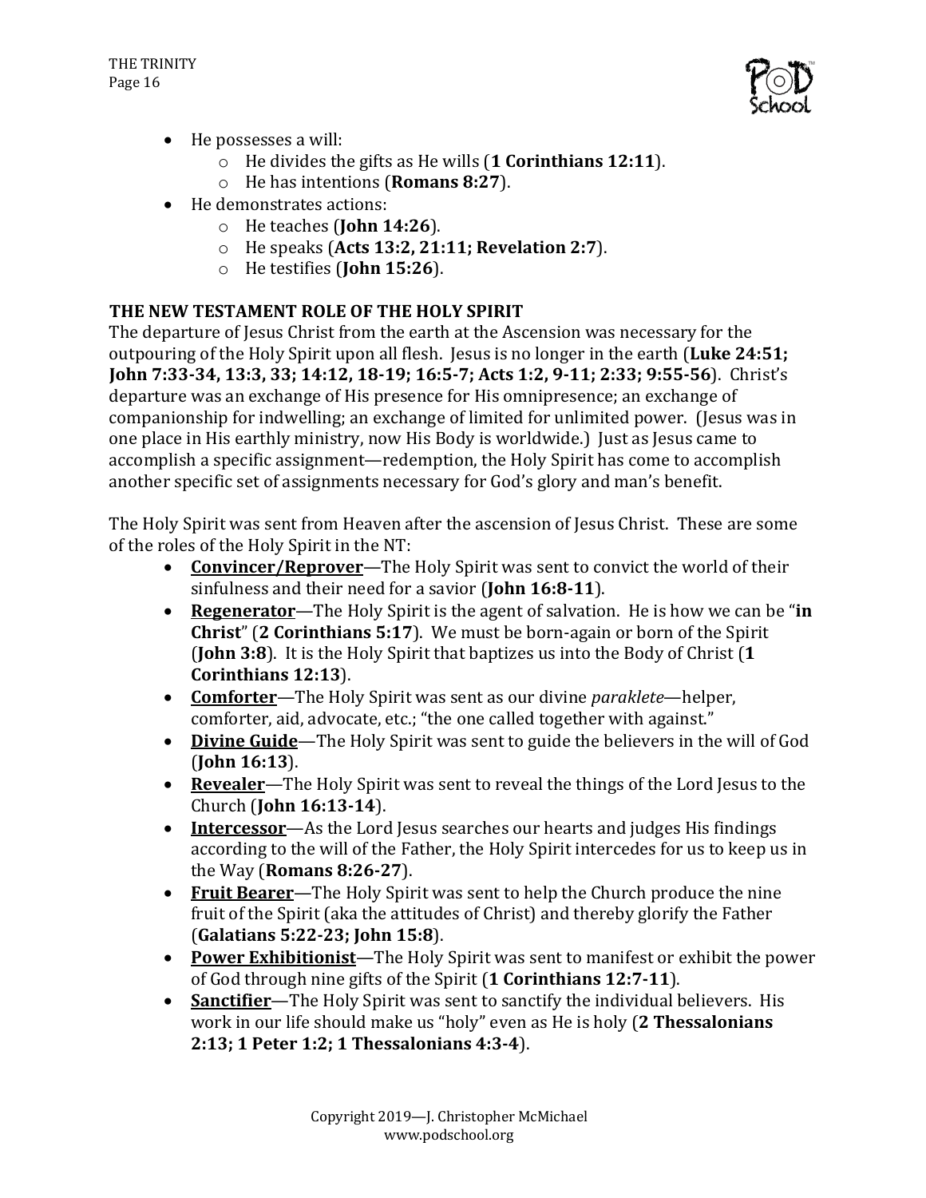- He possesses a will:
    - He divides the gifts as He wills (**1 Corinthians 12:11**).
    - He has intentions (**Romans 8:27**).
- He demonstrates actions:
    - He teaches (**John 14:26**).
    - He speaks (**Acts 13:2, 21:11; Revelation 2:7**).
    - He testifies (**John 15:26**).

**THE NEW TESTAMENT ROLE OF THE HOLY SPIRIT**

The departure of Jesus Christ from the earth at the Ascension was necessary for the outpouring of the Holy Spirit upon all flesh. Jesus is no longer in the earth (**Luke 24:51; John 7:33-34, 13:3, 33; 14:12, 18-19; 16:5-7; Acts 1:2, 9-11; 2:33; 9:55-56**). Christ's departure was an exchange of His presence for His omnipresence; an exchange of companionship for indwelling; an exchange of limited for unlimited power. (Jesus was in one place in His earthly ministry, now His Body is worldwide.) Just as Jesus came to accomplish a specific assignment—redemption, the Holy Spirit has come to accomplish another specific set of assignments necessary for God's glory and man's benefit.

The Holy Spirit was sent from Heaven after the ascension of Jesus Christ. These are some of the roles of the Holy Spirit in the NT:

- **<u>Convincer/Reprover</u>**—The Holy Spirit was sent to convict the world of their sinfulness and their need for a savior (**John 16:8-11**).
- **<u>Regenerator</u>**—The Holy Spirit is the agent of salvation. He is how we can be "**in Christ**" (**2 Corinthians 5:17**). We must be born-again or born of the Spirit (**John 3:8**). It is the Holy Spirit that baptizes us into the Body of Christ (**1 Corinthians 12:13**).
- **<u>Comforter</u>**—The Holy Spirit was sent as our divine *paraklete*—helper, comforter, aid, advocate, etc.; "the one called together with against."
- **<u>Divine Guide</u>**—The Holy Spirit was sent to guide the believers in the will of God (**John 16:13**).
- **<u>Revealer</u>**—The Holy Spirit was sent to reveal the things of the Lord Jesus to the Church (**John 16:13-14**).
- **<u>Intercessor</u>**—As the Lord Jesus searches our hearts and judges His findings according to the will of the Father, the Holy Spirit intercedes for us to keep us in the Way (**Romans 8:26-27**).
- **<u>Fruit Bearer</u>**—The Holy Spirit was sent to help the Church produce the nine fruit of the Spirit (aka the attitudes of Christ) and thereby glorify the Father (**Galatians 5:22-23; John 15:8**).
- **<u>Power Exhibitionist</u>**—The Holy Spirit was sent to manifest or exhibit the power of God through nine gifts of the Spirit (**1 Corinthians 12:7-11**).
- **<u>Sanctifier</u>**—The Holy Spirit was sent to sanctify the individual believers. His work in our life should make us "holy" even as He is holy (**2 Thessalonians 2:13; 1 Peter 1:2; 1 Thessalonians 4:3-4**).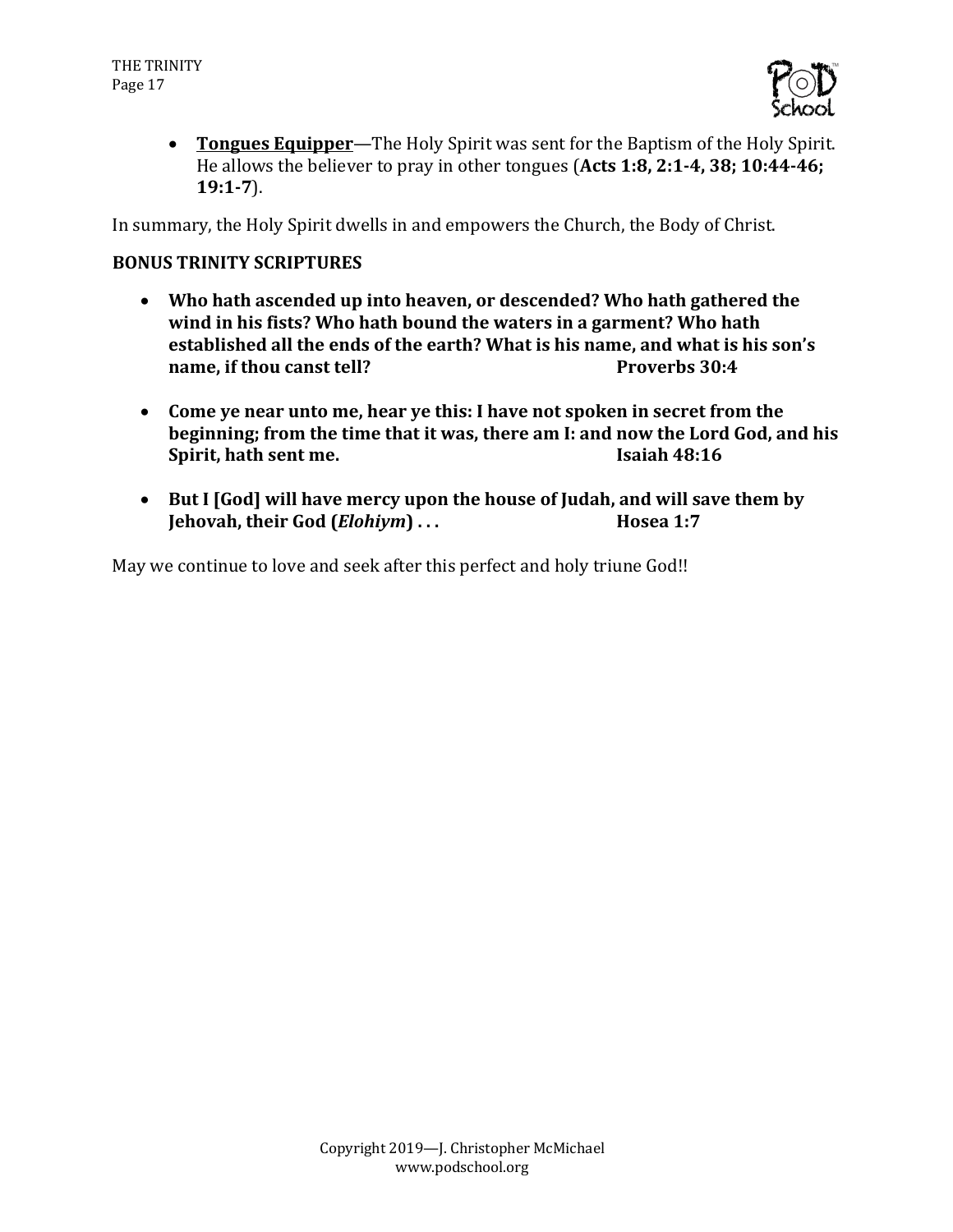- **__Tongues Equipper__**—The Holy Spirit was sent for the Baptism of the Holy Spirit. He allows the believer to pray in other tongues (**Acts 1:8, 2:1-4, 38; 10:44-46; 19:1-7**).

In summary, the Holy Spirit dwells in and empowers the Church, the Body of Christ.

**BONUS TRINITY SCRIPTURES**

- **Who hath ascended up into heaven, or descended? Who hath gathered the wind in his fists? Who hath bound the waters in a garment? Who hath established all the ends of the earth? What is his name, and what is his son's name, if thou canst tell? Proverbs 30:4**

- **Come ye near unto me, hear ye this: I have not spoken in secret from the beginning; from the time that it was, there am I: and now the Lord God, and his Spirit, hath sent me. Isaiah 48:16**

- **But I [God] will have mercy upon the house of Judah, and will save them by Jehovah, their God (*Elohiym*) . . . Hosea 1:7**

May we continue to love and seek after this perfect and holy triune God!!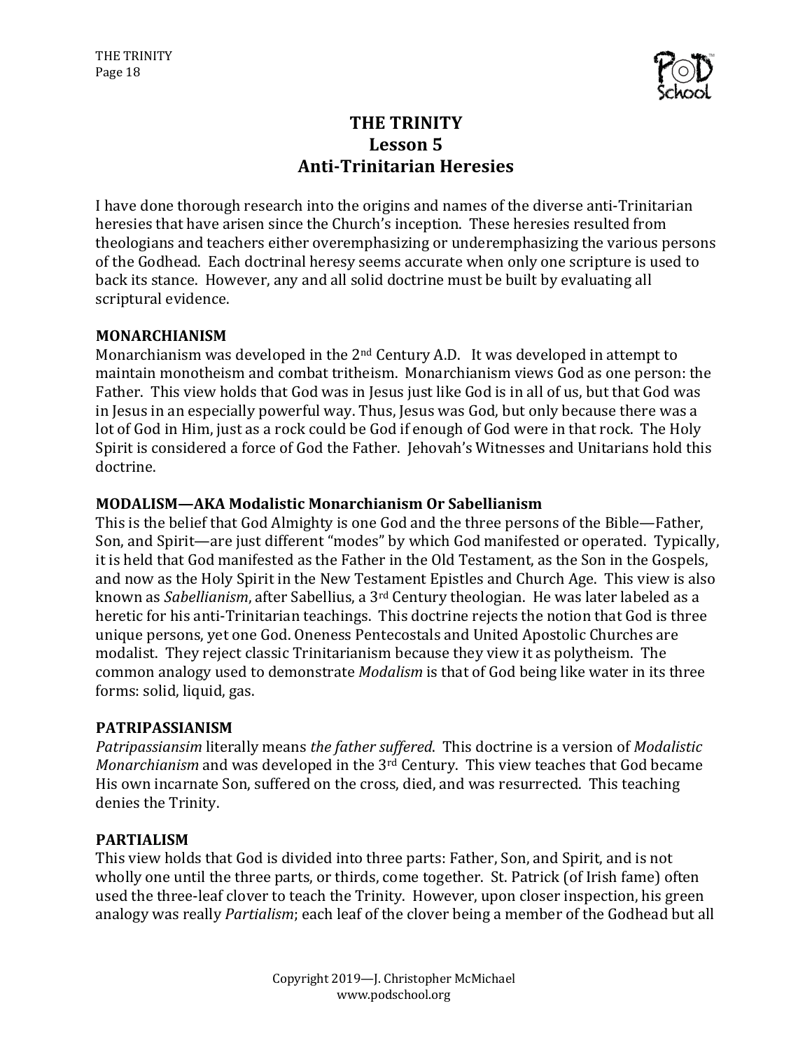# THE TRINITY
## Lesson 5
## Anti-Trinitarian Heresies

I have done thorough research into the origins and names of the diverse anti-Trinitarian heresies that have arisen since the Church's inception. These heresies resulted from theologians and teachers either overemphasizing or underemphasizing the various persons of the Godhead. Each doctrinal heresy seems accurate when only one scripture is used to back its stance. However, any and all solid doctrine must be built by evaluating all scriptural evidence.

### MONARCHIANISM

Monarchianism was developed in the 2nd Century A.D. It was developed in attempt to maintain monotheism and combat tritheism. Monarchianism views God as one person: the Father. This view holds that God was in Jesus just like God is in all of us, but that God was in Jesus in an especially powerful way. Thus, Jesus was God, but only because there was a lot of God in Him, just as a rock could be God if enough of God were in that rock. The Holy Spirit is considered a force of God the Father. Jehovah's Witnesses and Unitarians hold this doctrine.

### MODALISM—AKA Modalistic Monarchianism Or Sabellianism

This is the belief that God Almighty is one God and the three persons of the Bible—Father, Son, and Spirit—are just different "modes" by which God manifested or operated. Typically, it is held that God manifested as the Father in the Old Testament, as the Son in the Gospels, and now as the Holy Spirit in the New Testament Epistles and Church Age. This view is also known as *Sabellianism*, after Sabellius, a 3rd Century theologian. He was later labeled as a heretic for his anti-Trinitarian teachings. This doctrine rejects the notion that God is three unique persons, yet one God. Oneness Pentecostals and United Apostolic Churches are modalist. They reject classic Trinitarianism because they view it as polytheism. The common analogy used to demonstrate *Modalism* is that of God being like water in its three forms: solid, liquid, gas.

### PATRIPASSIANISM

*Patripassiansim* literally means *the father suffered*. This doctrine is a version of *Modalistic Monarchianism* and was developed in the 3rd Century. This view teaches that God became His own incarnate Son, suffered on the cross, died, and was resurrected. This teaching denies the Trinity.

### PARTIALISM

This view holds that God is divided into three parts: Father, Son, and Spirit, and is not wholly one until the three parts, or thirds, come together. St. Patrick (of Irish fame) often used the three-leaf clover to teach the Trinity. However, upon closer inspection, his green analogy was really *Partialism*; each leaf of the clover being a member of the Godhead but all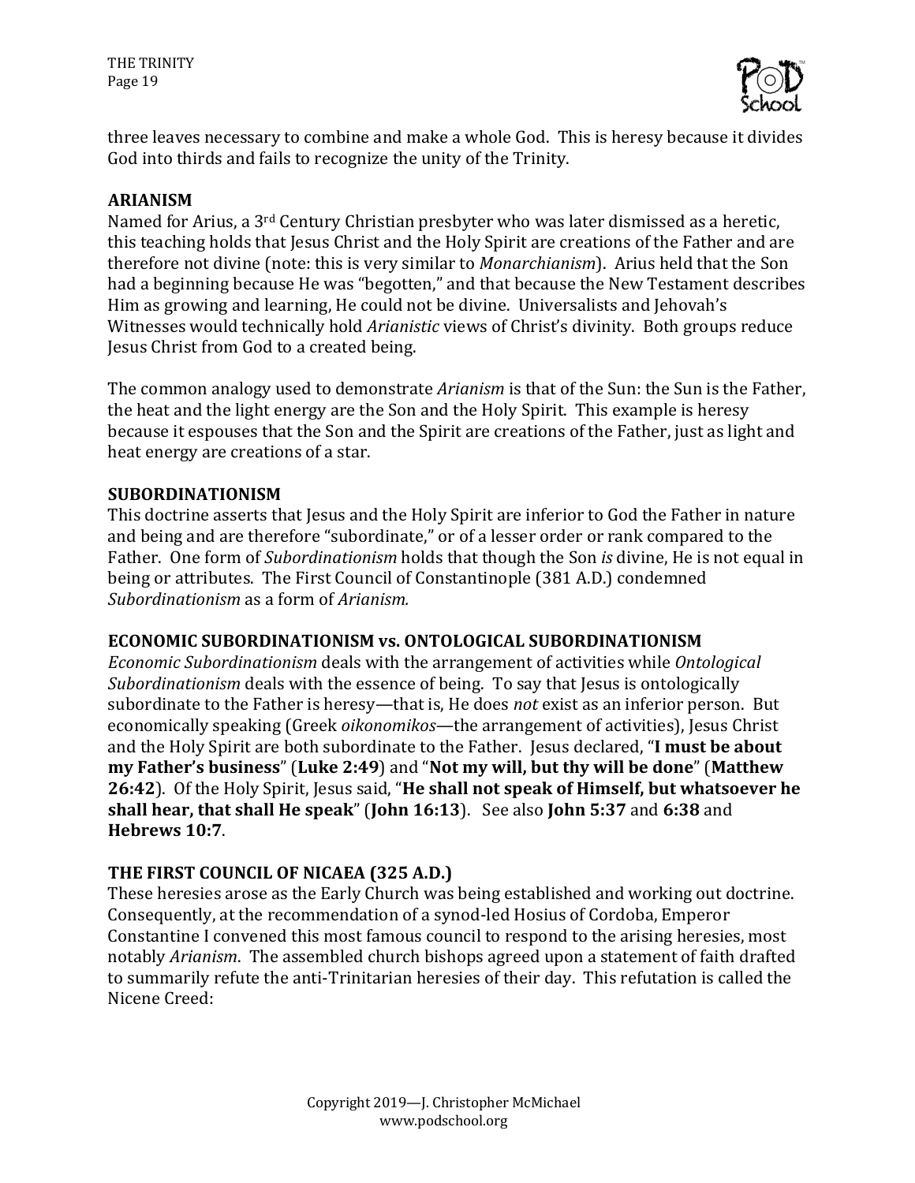three leaves necessary to combine and make a whole God. This is heresy because it divides God into thirds and fails to recognize the unity of the Trinity.

**ARIANISM**

Named for Arius, a 3rd Century Christian presbyter who was later dismissed as a heretic, this teaching holds that Jesus Christ and the Holy Spirit are creations of the Father and are therefore not divine (note: this is very similar to *Monarchianism*). Arius held that the Son had a beginning because He was "begotten," and that because the New Testament describes Him as growing and learning, He could not be divine. Universalists and Jehovah's Witnesses would technically hold *Arianistic* views of Christ's divinity. Both groups reduce Jesus Christ from God to a created being.

The common analogy used to demonstrate *Arianism* is that of the Sun: the Sun is the Father, the heat and the light energy are the Son and the Holy Spirit. This example is heresy because it espouses that the Son and the Spirit are creations of the Father, just as light and heat energy are creations of a star.

**SUBORDINATIONISM**

This doctrine asserts that Jesus and the Holy Spirit are inferior to God the Father in nature and being and are therefore "subordinate," or of a lesser order or rank compared to the Father. One form of *Subordinationism* holds that though the Son *is* divine, He is not equal in being or attributes. The First Council of Constantinople (381 A.D.) condemned *Subordinationism* as a form of *Arianism.*

**ECONOMIC SUBORDINATIONISM vs. ONTOLOGICAL SUBORDINATIONISM**

*Economic Subordinationism* deals with the arrangement of activities while *Ontological Subordinationism* deals with the essence of being. To say that Jesus is ontologically subordinate to the Father is heresy—that is, He does *not* exist as an inferior person. But economically speaking (Greek *oikonomikos*—the arrangement of activities), Jesus Christ and the Holy Spirit are both subordinate to the Father. Jesus declared, "**I must be about my Father's business**" (**Luke 2:49**) and "**Not my will, but thy will be done**" (**Matthew 26:42**). Of the Holy Spirit, Jesus said, "**He shall not speak of Himself, but whatsoever he shall hear, that shall He speak**" (**John 16:13**). See also **John 5:37** and **6:38** and **Hebrews 10:7**.

**THE FIRST COUNCIL OF NICAEA (325 A.D.)**

These heresies arose as the Early Church was being established and working out doctrine. Consequently, at the recommendation of a synod-led Hosius of Cordoba, Emperor Constantine I convened this most famous council to respond to the arising heresies, most notably *Arianism*. The assembled church bishops agreed upon a statement of faith drafted to summarily refute the anti-Trinitarian heresies of their day. This refutation is called the Nicene Creed: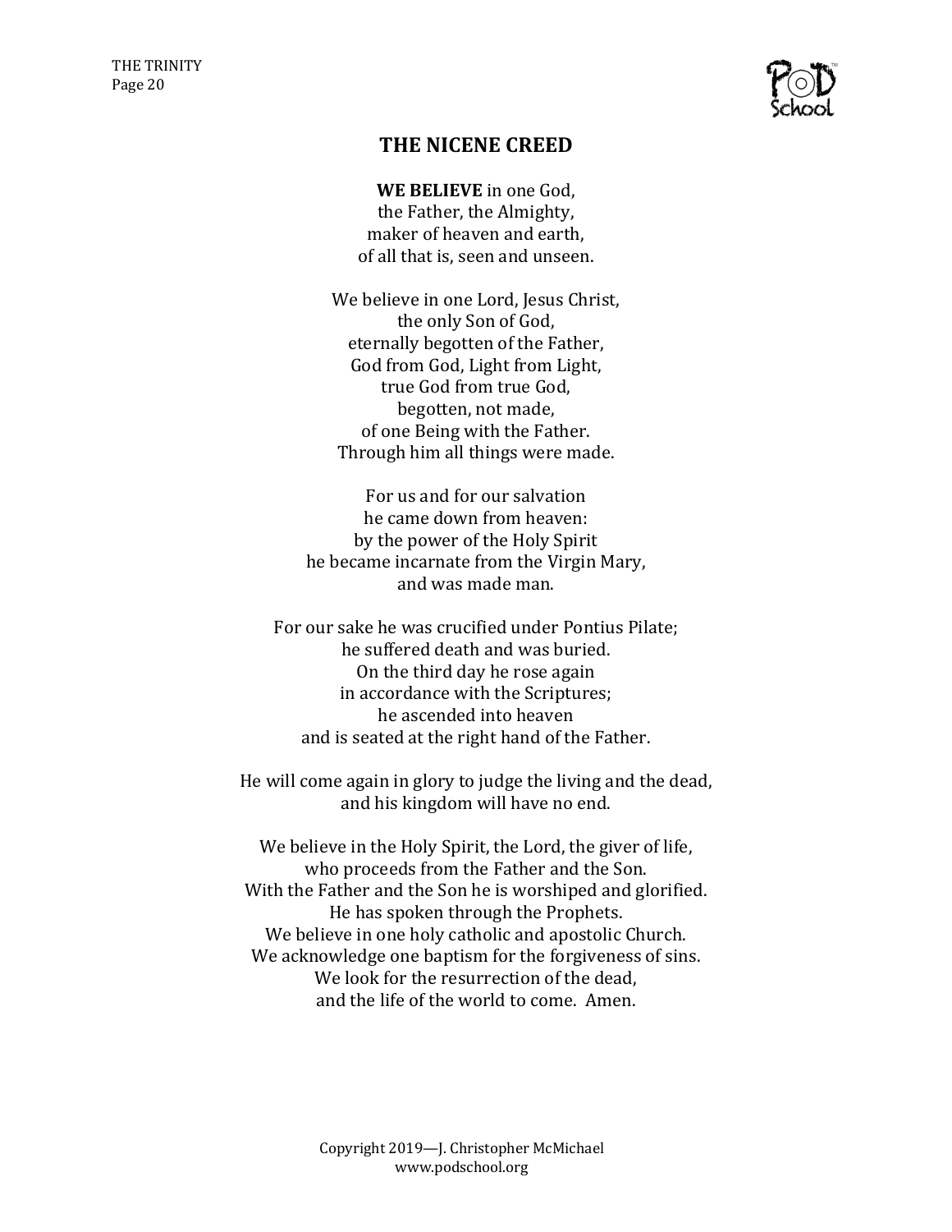# THE NICENE CREED

**WE BELIEVE** in one God,
the Father, the Almighty,
maker of heaven and earth,
of all that is, seen and unseen.

We believe in one Lord, Jesus Christ,
the only Son of God,
eternally begotten of the Father,
God from God, Light from Light,
true God from true God,
begotten, not made,
of one Being with the Father.
Through him all things were made.

For us and for our salvation
he came down from heaven:
by the power of the Holy Spirit
he became incarnate from the Virgin Mary,
and was made man.

For our sake he was crucified under Pontius Pilate;
he suffered death and was buried.
On the third day he rose again
in accordance with the Scriptures;
he ascended into heaven
and is seated at the right hand of the Father.

He will come again in glory to judge the living and the dead,
and his kingdom will have no end.

We believe in the Holy Spirit, the Lord, the giver of life,
who proceeds from the Father and the Son.
With the Father and the Son he is worshiped and glorified.
He has spoken through the Prophets.
We believe in one holy catholic and apostolic Church.
We acknowledge one baptism for the forgiveness of sins.
We look for the resurrection of the dead,
and the life of the world to come. Amen.

Copyright 2019—J. Christopher McMichael
www.podschool.org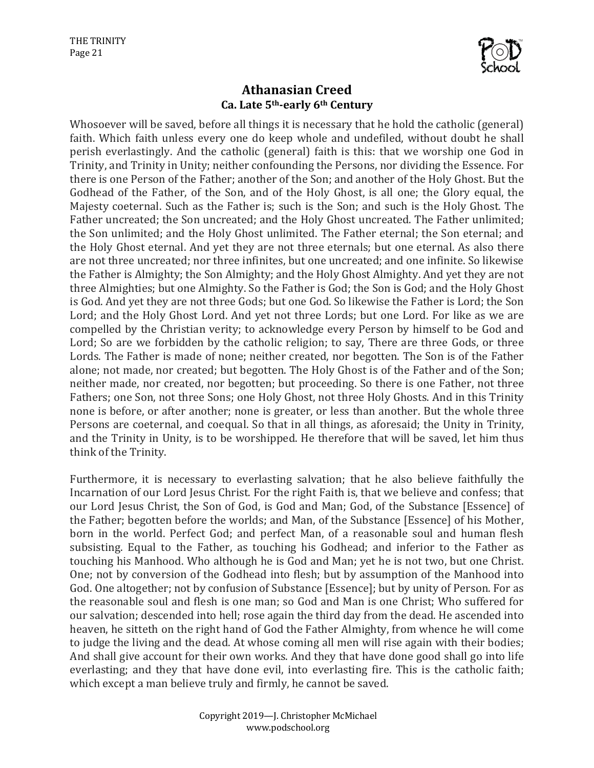# Athanasian Creed

**Ca. Late 5th-early 6th Century**

Whosoever will be saved, before all things it is necessary that he hold the catholic (general) faith. Which faith unless every one do keep whole and undefiled, without doubt he shall perish everlastingly. And the catholic (general) faith is this: that we worship one God in Trinity, and Trinity in Unity; neither confounding the Persons, nor dividing the Essence. For there is one Person of the Father; another of the Son; and another of the Holy Ghost. But the Godhead of the Father, of the Son, and of the Holy Ghost, is all one; the Glory equal, the Majesty coeternal. Such as the Father is; such is the Son; and such is the Holy Ghost. The Father uncreated; the Son uncreated; and the Holy Ghost uncreated. The Father unlimited; the Son unlimited; and the Holy Ghost unlimited. The Father eternal; the Son eternal; and the Holy Ghost eternal. And yet they are not three eternals; but one eternal. As also there are not three uncreated; nor three infinites, but one uncreated; and one infinite. So likewise the Father is Almighty; the Son Almighty; and the Holy Ghost Almighty. And yet they are not three Almighties; but one Almighty. So the Father is God; the Son is God; and the Holy Ghost is God. And yet they are not three Gods; but one God. So likewise the Father is Lord; the Son Lord; and the Holy Ghost Lord. And yet not three Lords; but one Lord. For like as we are compelled by the Christian verity; to acknowledge every Person by himself to be God and Lord; So are we forbidden by the catholic religion; to say, There are three Gods, or three Lords. The Father is made of none; neither created, nor begotten. The Son is of the Father alone; not made, nor created; but begotten. The Holy Ghost is of the Father and of the Son; neither made, nor created, nor begotten; but proceeding. So there is one Father, not three Fathers; one Son, not three Sons; one Holy Ghost, not three Holy Ghosts. And in this Trinity none is before, or after another; none is greater, or less than another. But the whole three Persons are coeternal, and coequal. So that in all things, as aforesaid; the Unity in Trinity, and the Trinity in Unity, is to be worshipped. He therefore that will be saved, let him thus think of the Trinity.

Furthermore, it is necessary to everlasting salvation; that he also believe faithfully the Incarnation of our Lord Jesus Christ. For the right Faith is, that we believe and confess; that our Lord Jesus Christ, the Son of God, is God and Man; God, of the Substance [Essence] of the Father; begotten before the worlds; and Man, of the Substance [Essence] of his Mother, born in the world. Perfect God; and perfect Man, of a reasonable soul and human flesh subsisting. Equal to the Father, as touching his Godhead; and inferior to the Father as touching his Manhood. Who although he is God and Man; yet he is not two, but one Christ. One; not by conversion of the Godhead into flesh; but by assumption of the Manhood into God. One altogether; not by confusion of Substance [Essence]; but by unity of Person. For as the reasonable soul and flesh is one man; so God and Man is one Christ; Who suffered for our salvation; descended into hell; rose again the third day from the dead. He ascended into heaven, he sitteth on the right hand of God the Father Almighty, from whence he will come to judge the living and the dead. At whose coming all men will rise again with their bodies; And shall give account for their own works. And they that have done good shall go into life everlasting; and they that have done evil, into everlasting fire. This is the catholic faith; which except a man believe truly and firmly, he cannot be saved.